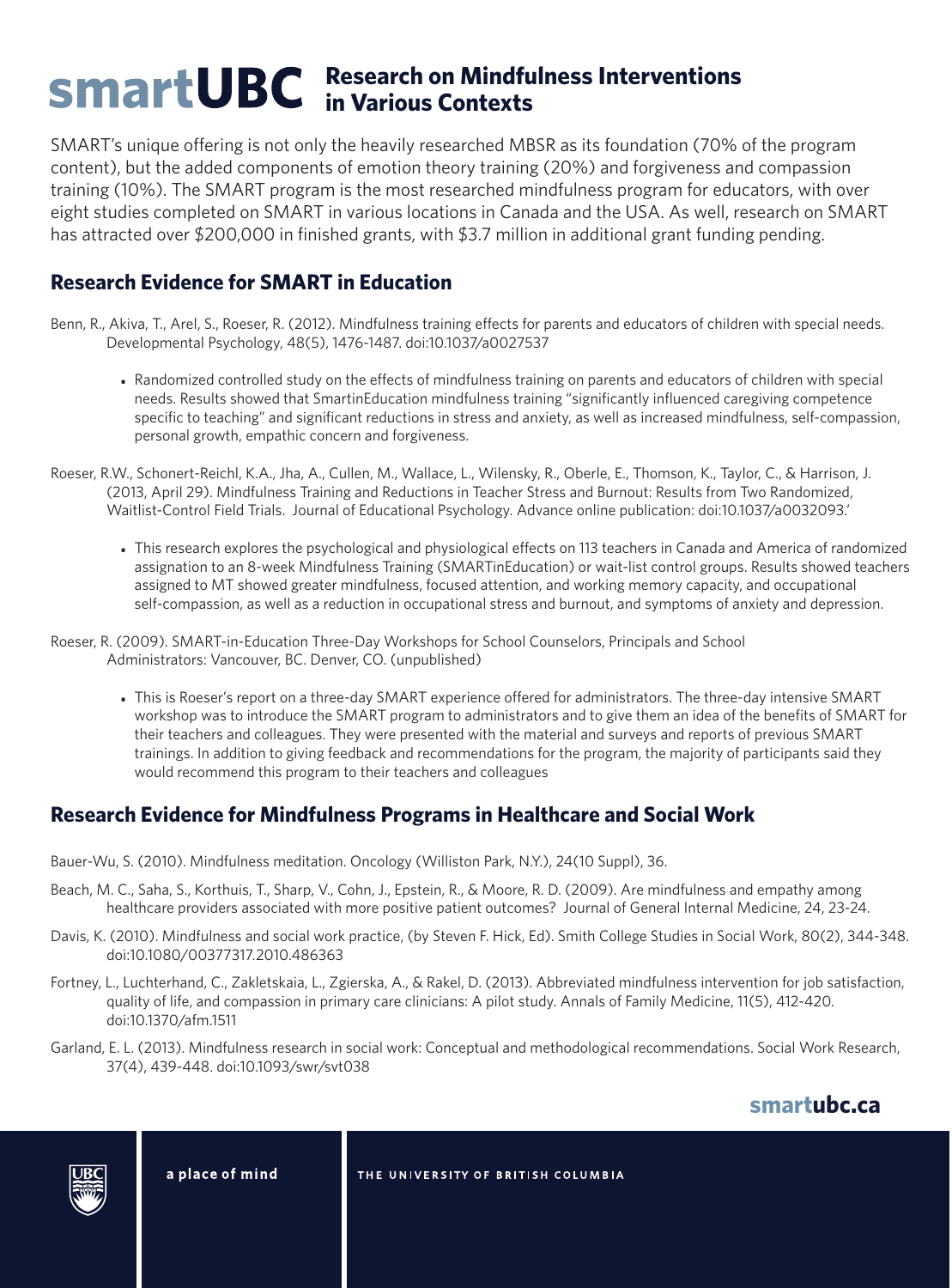# smartUBC Research on Mindfulness Interventions in Various Contexts

SMART's unique offering is not only the heavily researched MBSR as its foundation (70% of the program content), but the added components of emotion theory training (20%) and forgiveness and compassion training (10%). The SMART program is the most researched mindfulness program for educators, with over eight studies completed on SMART in various locations in Canada and the USA. As well, research on SMART has attracted over $200,000 in finished grants, with $3.7 million in additional grant funding pending.

## Research Evidence for SMART in Education

Benn, R., Akiva, T., Arel, S., Roeser, R. (2012). Mindfulness training effects for parents and educators of children with special needs. Developmental Psychology, 48(5), 1476-1487. doi:10.1037/a0027537

- Randomized controlled study on the effects of mindfulness training on parents and educators of children with special needs. Results showed that SmartinEducation mindfulness training "significantly influenced caregiving competence specific to teaching" and significant reductions in stress and anxiety, as well as increased mindfulness, self-compassion, personal growth, empathic concern and forgiveness.

Roeser, R.W., Schonert-Reichl, K.A., Jha, A., Cullen, M., Wallace, L., Wilensky, R., Oberle, E., Thomson, K., Taylor, C., & Harrison, J. (2013, April 29). Mindfulness Training and Reductions in Teacher Stress and Burnout: Results from Two Randomized, Waitlist-Control Field Trials. Journal of Educational Psychology. Advance online publication: doi:10.1037/a0032093.'

- This research explores the psychological and physiological effects on 113 teachers in Canada and America of randomized assignation to an 8-week Mindfulness Training (SMARTinEducation) or wait-list control groups. Results showed teachers assigned to MT showed greater mindfulness, focused attention, and working memory capacity, and occupational self-compassion, as well as a reduction in occupational stress and burnout, and symptoms of anxiety and depression.

Roeser, R. (2009). SMART-in-Education Three-Day Workshops for School Counselors, Principals and School Administrators: Vancouver, BC. Denver, CO. (unpublished)

- This is Roeser's report on a three-day SMART experience offered for administrators. The three-day intensive SMART workshop was to introduce the SMART program to administrators and to give them an idea of the benefits of SMART for their teachers and colleagues. They were presented with the material and surveys and reports of previous SMART trainings. In addition to giving feedback and recommendations for the program, the majority of participants said they would recommend this program to their teachers and colleagues

## Research Evidence for Mindfulness Programs in Healthcare and Social Work

Bauer-Wu, S. (2010). Mindfulness meditation. Oncology (Williston Park, N.Y.), 24(10 Suppl), 36.

Beach, M. C., Saha, S., Korthuis, T., Sharp, V., Cohn, J., Epstein, R., & Moore, R. D. (2009). Are mindfulness and empathy among healthcare providers associated with more positive patient outcomes? Journal of General Internal Medicine, 24, 23-24.

Davis, K. (2010). Mindfulness and social work practice, (by Steven F. Hick, Ed). Smith College Studies in Social Work, 80(2), 344-348. doi:10.1080/00377317.2010.486363

Fortney, L., Luchterhand, C., Zakletskaia, L., Zgierska, A., & Rakel, D. (2013). Abbreviated mindfulness intervention for job satisfaction, quality of life, and compassion in primary care clinicians: A pilot study. Annals of Family Medicine, 11(5), 412-420. doi:10.1370/afm.1511

Garland, E. L. (2013). Mindfulness research in social work: Conceptual and methodological recommendations. Social Work Research, 37(4), 439-448. doi:10.1093/swr/svt038

smartubc.ca

a place of mind

THE UNIVERSITY OF BRITISH COLUMBIA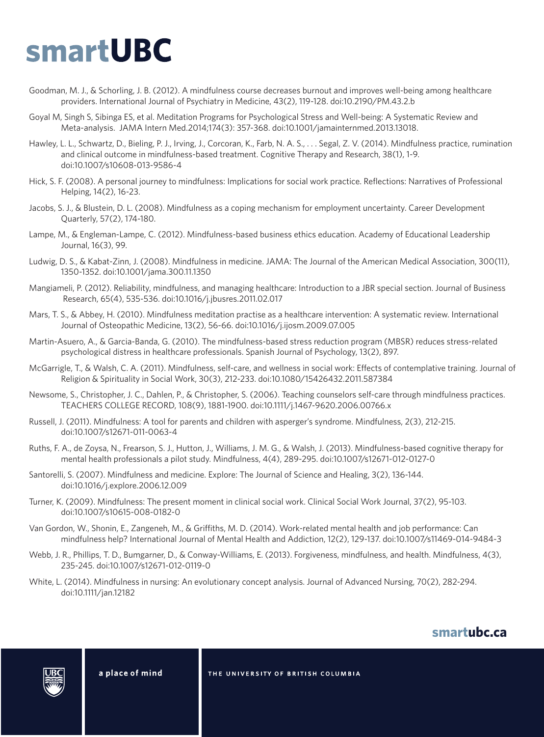Goodman, M. J., & Schorling, J. B. (2012). A mindfulness course decreases burnout and improves well-being among healthcare providers. International Journal of Psychiatry in Medicine, 43(2), 119-128. doi:10.2190/PM.43.2.b

Goyal M, Singh S, Sibinga ES, et al. Meditation Programs for Psychological Stress and Well-being: A Systematic Review and Meta-analysis. JAMA Intern Med.2014;174(3): 357-368. doi:10.1001/jamainternmed.2013.13018.

Hawley, L. L., Schwartz, D., Bieling, P. J., Irving, J., Corcoran, K., Farb, N. A. S., . . . Segal, Z. V. (2014). Mindfulness practice, rumination and clinical outcome in mindfulness-based treatment. Cognitive Therapy and Research, 38(1), 1-9. doi:10.1007/s10608-013-9586-4

Hick, S. F. (2008). A personal journey to mindfulness: Implications for social work practice. Reflections: Narratives of Professional Helping, 14(2), 16-23.

Jacobs, S. J., & Blustein, D. L. (2008). Mindfulness as a coping mechanism for employment uncertainty. Career Development Quarterly, 57(2), 174-180.

Lampe, M., & Engleman-Lampe, C. (2012). Mindfulness-based business ethics education. Academy of Educational Leadership Journal, 16(3), 99.

Ludwig, D. S., & Kabat-Zinn, J. (2008). Mindfulness in medicine. JAMA: The Journal of the American Medical Association, 300(11), 1350-1352. doi:10.1001/jama.300.11.1350

Mangiameli, P. (2012). Reliability, mindfulness, and managing healthcare: Introduction to a JBR special section. Journal of Business Research, 65(4), 535-536. doi:10.1016/j.jbusres.2011.02.017

Mars, T. S., & Abbey, H. (2010). Mindfulness meditation practise as a healthcare intervention: A systematic review. International Journal of Osteopathic Medicine, 13(2), 56-66. doi:10.1016/j.ijosm.2009.07.005

Martin-Asuero, A., & Garcia-Banda, G. (2010). The mindfulness-based stress reduction program (MBSR) reduces stress-related psychological distress in healthcare professionals. Spanish Journal of Psychology, 13(2), 897.

McGarrigle, T., & Walsh, C. A. (2011). Mindfulness, self-care, and wellness in social work: Effects of contemplative training. Journal of Religion & Spirituality in Social Work, 30(3), 212-233. doi:10.1080/15426432.2011.587384

Newsome, S., Christopher, J. C., Dahlen, P., & Christopher, S. (2006). Teaching counselors self-care through mindfulness practices. TEACHERS COLLEGE RECORD, 108(9), 1881-1900. doi:10.1111/j.1467-9620.2006.00766.x

Russell, J. (2011). Mindfulness: A tool for parents and children with asperger's syndrome. Mindfulness, 2(3), 212-215. doi:10.1007/s12671-011-0063-4

Ruths, F. A., de Zoysa, N., Frearson, S. J., Hutton, J., Williams, J. M. G., & Walsh, J. (2013). Mindfulness-based cognitive therapy for mental health professionals a pilot study. Mindfulness, 4(4), 289-295. doi:10.1007/s12671-012-0127-0

Santorelli, S. (2007). Mindfulness and medicine. Explore: The Journal of Science and Healing, 3(2), 136-144. doi:10.1016/j.explore.2006.12.009

Turner, K. (2009). Mindfulness: The present moment in clinical social work. Clinical Social Work Journal, 37(2), 95-103. doi:10.1007/s10615-008-0182-0

Van Gordon, W., Shonin, E., Zangeneh, M., & Griffiths, M. D. (2014). Work-related mental health and job performance: Can mindfulness help? International Journal of Mental Health and Addiction, 12(2), 129-137. doi:10.1007/s11469-014-9484-3

Webb, J. R., Phillips, T. D., Bumgarner, D., & Conway-Williams, E. (2013). Forgiveness, mindfulness, and health. Mindfulness, 4(3), 235-245. doi:10.1007/s12671-012-0119-0

White, L. (2014). Mindfulness in nursing: An evolutionary concept analysis. Journal of Advanced Nursing, 70(2), 282-294. doi:10.1111/jan.12182